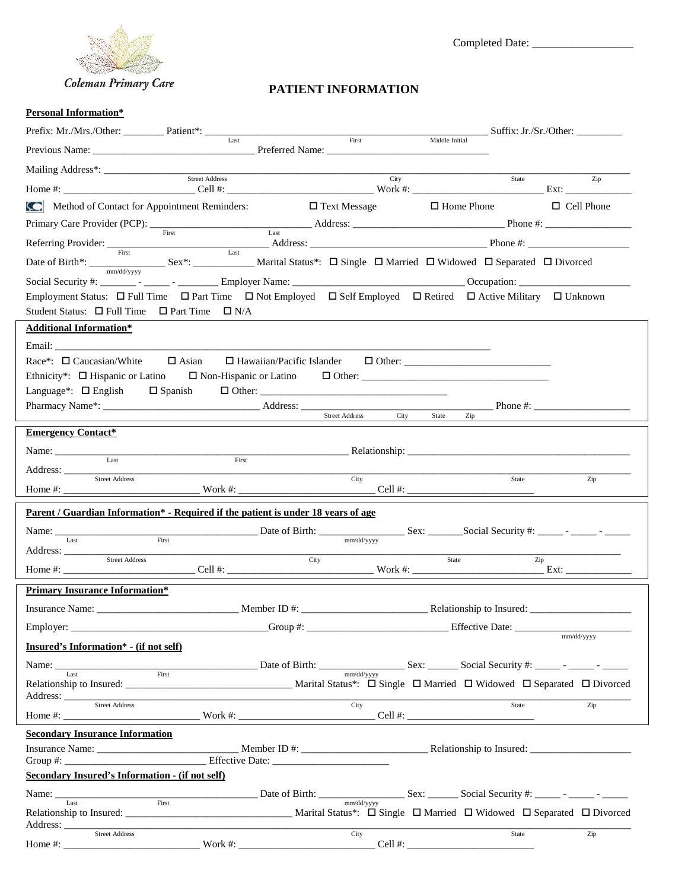Coleman Primary Care

Completed Date: __________________

# PATIENT INFORMATION

**Personal Information***

Prefix: Mr./Mrs./Other: ________ Patient*: ______________________________________________ (Last / First / Middle Initial) Suffix: Jr./Sr./Other: _________

Previous Name: _______________________________ Preferred Name: _______________________________

Mailing Address*: ______________________________________________________________ (Street Address / City / State / Zip)

Home #: _________________________ Cell #: ___________________________ Work #: _________________________ Ext: _____________

Method of Contact for Appointment Reminders: ☐ Text Message ☐ Home Phone ☐ Cell Phone

Primary Care Provider (PCP): ____________________________ (First / Last) Address: ______________________________ Phone #: _________________

Referring Provider: _______________________________ (First / Last) Address: __________________________________ Phone #: ____________________

Date of Birth*: _______________ (mm/dd/yyyy) Sex*: ____________ Marital Status*: ☐ Single ☐ Married ☐ Widowed ☐ Separated ☐ Divorced

Social Security #: _______ - _____ - ________ Employer Name: _________________________________ Occupation: ______________________

Employment Status: ☐ Full Time ☐ Part Time ☐ Not Employed ☐ Self Employed ☐ Retired ☐ Active Military ☐ Unknown

Student Status: ☐ Full Time ☐ Part Time ☐ N/A

**Additional Information***

Email: ______________________________________________________________________________

Race*: ☐ Caucasian/White ☐ Asian ☐ Hawaiian/Pacific Islander ☐ Other: ____________________________

Ethnicity*: ☐ Hispanic or Latino ☐ Non-Hispanic or Latino ☐ Other: ____________________________________

Language*: ☐ English ☐ Spanish ☐ Other: ____________________________________

Pharmacy Name*: ______________________________ Address: ______________________________ (Street Address / City / State / Zip) Phone #: ___________________

**Emergency Contact***

Name: ____________________________________________ (Last / First) Relationship: ____________________________________________

Address: ______________________________________________________________ (Street Address / City / State / Zip)

Home #: __________________________ Work #: __________________________ Cell #: _________________________

**Parent / Guardian Information* - Required if the patient is under 18 years of age**

Name: ________________________________ (Last / First) Date of Birth: ________________ (mm/dd/yyyy) Sex: _______ Social Security #: _____ - _____ - _____

Address: ______________________________________________________________ (Street Address / City / State / Zip)

Home #: _________________________ Cell #: ___________________________ Work #: _________________________ Ext: _____________

**Primary Insurance Information***

Insurance Name: ___________________________ Member ID #: ________________________ Relationship to Insured: ____________________

Employer: ______________________________________ Group #: ___________________________ Effective Date: _______________________ (mm/dd/yyyy)

**Insured's Information* - (if not self)**

Name: ________________________________ (Last / First) Date of Birth: ________________ (mm/dd/yyyy) Sex: ______ Social Security #: _____ - _____ - _____

Relationship to Insured: _______________________________ Marital Status*: ☐ Single ☐ Married ☐ Widowed ☐ Separated ☐ Divorced

Address: ______________________________________________________________ (Street Address / City / State / Zip)

Home #: __________________________ Work #: __________________________ Cell #: _________________________

**Secondary Insurance Information**

Insurance Name: ___________________________ Member ID #: ________________________ Relationship to Insured: ____________________

Group #: __________________________ Effective Date: ______________________

**Secondary Insured's Information - (if not self)**

Name: ________________________________ (Last / First) Date of Birth: ________________ (mm/dd/yyyy) Sex: ______ Social Security #: _____ - _____ - _____

Relationship to Insured: _______________________________ Marital Status*: ☐ Single ☐ Married ☐ Widowed ☐ Separated ☐ Divorced

Address: ______________________________________________________________ (Street Address / City / State / Zip)

Home #: __________________________ Work #: __________________________ Cell #: _________________________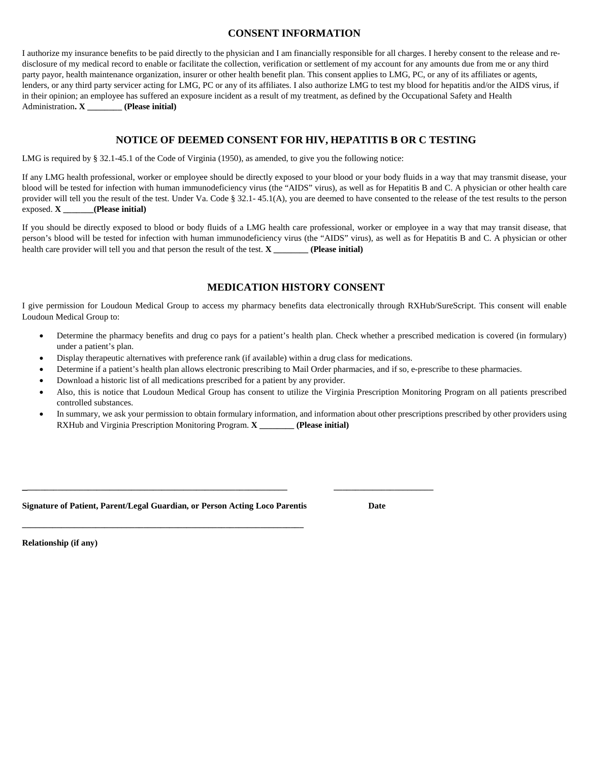## CONSENT INFORMATION

I authorize my insurance benefits to be paid directly to the physician and I am financially responsible for all charges. I hereby consent to the release and re-disclosure of my medical record to enable or facilitate the collection, verification or settlement of my account for any amounts due from me or any third party payor, health maintenance organization, insurer or other health benefit plan. This consent applies to LMG, PC, or any of its affiliates or agents, lenders, or any third party servicer acting for LMG, PC or any of its affiliates. I also authorize LMG to test my blood for hepatitis and/or the AIDS virus, if in their opinion; an employee has suffered an exposure incident as a result of my treatment, as defined by the Occupational Safety and Health Administration**. X ________ (Please initial)**

## NOTICE OF DEEMED CONSENT FOR HIV, HEPATITIS B OR C TESTING

LMG is required by § 32.1-45.1 of the Code of Virginia (1950), as amended, to give you the following notice:

If any LMG health professional, worker or employee should be directly exposed to your blood or your body fluids in a way that may transmit disease, your blood will be tested for infection with human immunodeficiency virus (the "AIDS" virus), as well as for Hepatitis B and C. A physician or other health care provider will tell you the result of the test. Under Va. Code § 32.1- 45.1(A), you are deemed to have consented to the release of the test results to the person exposed. **X _______(Please initial)**

If you should be directly exposed to blood or body fluids of a LMG health care professional, worker or employee in a way that may transit disease, that person's blood will be tested for infection with human immunodeficiency virus (the "AIDS" virus), as well as for Hepatitis B and C. A physician or other health care provider will tell you and that person the result of the test. **X ________ (Please initial)**

## MEDICATION HISTORY CONSENT

I give permission for Loudoun Medical Group to access my pharmacy benefits data electronically through RXHub/SureScript. This consent will enable Loudoun Medical Group to:

- Determine the pharmacy benefits and drug co pays for a patient's health plan. Check whether a prescribed medication is covered (in formulary) under a patient's plan.
- Display therapeutic alternatives with preference rank (if available) within a drug class for medications.
- Determine if a patient's health plan allows electronic prescribing to Mail Order pharmacies, and if so, e-prescribe to these pharmacies.
- Download a historic list of all medications prescribed for a patient by any provider.
- Also, this is notice that Loudoun Medical Group has consent to utilize the Virginia Prescription Monitoring Program on all patients prescribed controlled substances.
- In summary, we ask your permission to obtain formulary information, and information about other prescriptions prescribed by other providers using RXHub and Virginia Prescription Monitoring Program. **X ________ (Please initial)**

_____________________________________________________________ ______________________

**Signature of Patient, Parent/Legal Guardian, or Person Acting Loco Parentis** **Date**

_________________________________________________________________

**Relationship (if any)**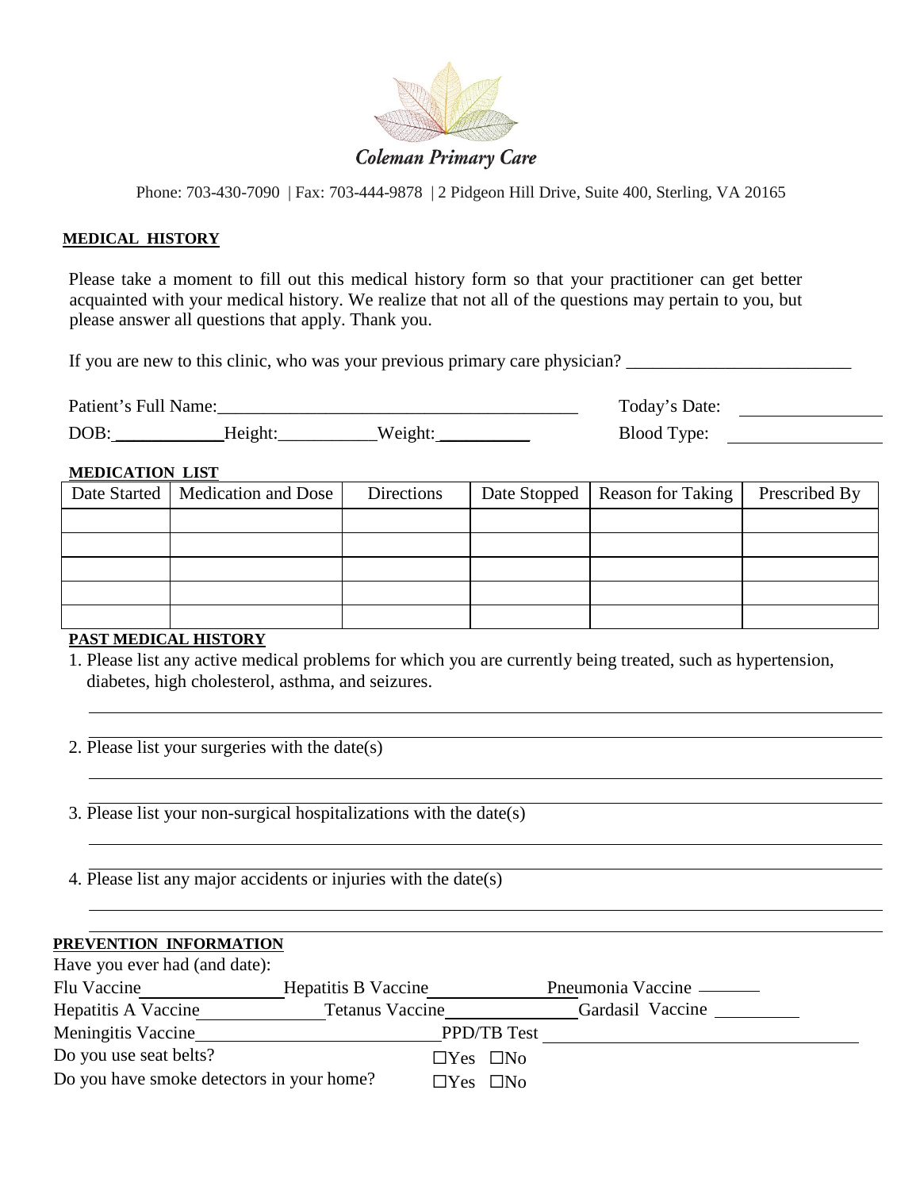# Coleman Primary Care

Phone: 703-430-7090 | Fax: 703-444-9878 | 2 Pidgeon Hill Drive, Suite 400, Sterling, VA 20165

## MEDICAL HISTORY

Please take a moment to fill out this medical history form so that your practitioner can get better acquainted with your medical history. We realize that not all of the questions may pertain to you, but please answer all questions that apply. Thank you.

If you are new to this clinic, who was your previous primary care physician? ___________________________

Patient's Full Name:___________________________________________ Today's Date: ________________

DOB:____________Height:___________Weight:___________ Blood Type: ________________

### MEDICATION LIST

| Date Started | Medication and Dose | Directions | Date Stopped | Reason for Taking | Prescribed By |
|---|---|---|---|---|---|
| | | | | | |
| | | | | | |
| | | | | | |
| | | | | | |
| | | | | | |

### PAST MEDICAL HISTORY

1. Please list any active medical problems for which you are currently being treated, such as hypertension, diabetes, high cholesterol, asthma, and seizures.

_______________________________________________________________________________

_______________________________________________________________________________

2. Please list your surgeries with the date(s)

_______________________________________________________________________________

_______________________________________________________________________________

3. Please list your non-surgical hospitalizations with the date(s)

_______________________________________________________________________________

_______________________________________________________________________________

4. Please list any major accidents or injuries with the date(s)

_______________________________________________________________________________

_______________________________________________________________________________

### PREVENTION INFORMATION

Have you ever had (and date):

Flu Vaccine________________ Hepatitis B Vaccine______________ Pneumonia Vaccine _______

Hepatitis A Vaccine______________ Tetanus Vaccine_______________ Gardasil Vaccine __________

Meningitis Vaccine__________________________ PPD/TB Test ___________________________________

Do you use seat belts? ☐Yes ☐No

Do you have smoke detectors in your home? ☐Yes ☐No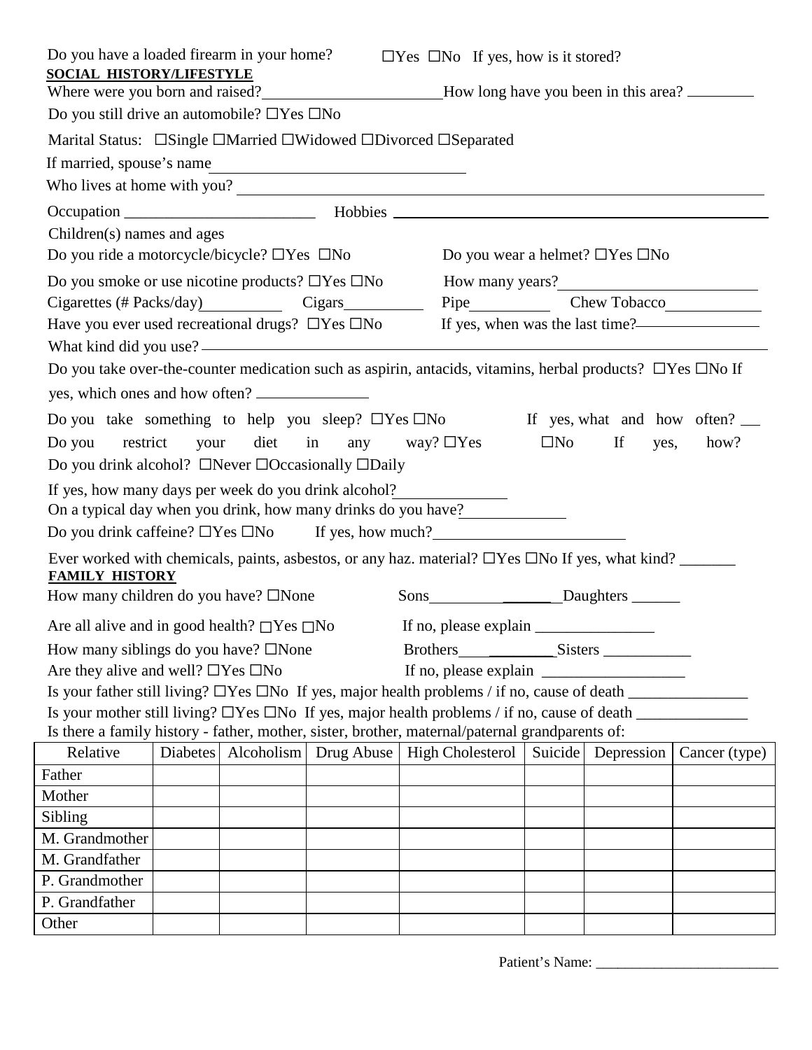Do you have a loaded firearm in your home? ☐Yes ☐No If yes, how is it stored?

**SOCIAL HISTORY/LIFESTYLE**

Where were you born and raised?________________________How long have you been in this area? _________

Do you still drive an automobile? ☐Yes ☐No

Marital Status: ☐Single ☐Married ☐Widowed ☐Divorced ☐Separated

If married, spouse's name________________________________

Who lives at home with you? ____________________________________________________________

Occupation ________________________ Hobbies _____________________________________________

Children(s) names and ages

Do you ride a motorcycle/bicycle? ☐Yes ☐No Do you wear a helmet? ☐Yes ☐No

Do you smoke or use nicotine products? ☐Yes ☐No How many years?________________________

Cigarettes (# Packs/day)__________ Cigars__________ Pipe__________ Chew Tobacco____________

Have you ever used recreational drugs? ☐Yes ☐No If yes, when was the last time?_______________

What kind did you use? ____________________________________________________________

Do you take over-the-counter medication such as aspirin, antacids, vitamins, herbal products? ☐Yes ☐No If yes, which ones and how often? _______________

Do you take something to help you sleep? ☐Yes ☐No If yes, what and how often? __

Do you restrict your diet in any way? ☐Yes ☐No If yes, how?

Do you drink alcohol? ☐Never ☐Occasionally ☐Daily

If yes, how many days per week do you drink alcohol?______________

On a typical day when you drink, how many drinks do you have?_____________

Do you drink caffeine? ☐Yes ☐No If yes, how much?________________________

Ever worked with chemicals, paints, asbestos, or any haz. material? ☐Yes ☐No If yes, what kind? _______

**FAMILY HISTORY**

How many children do you have? ☐None Sons________________Daughters ______

Are all alive and in good health? ☐Yes ☐No If no, please explain _______________

How many siblings do you have? ☐None Brothers_____________Sisters ___________

Are they alive and well? ☐Yes ☐No If no, please explain __________________

Is your father still living? ☐Yes ☐No If yes, major health problems / if no, cause of death _______________

Is your mother still living? ☐Yes ☐No If yes, major health problems / if no, cause of death ______________

Is there a family history - father, mother, sister, brother, maternal/paternal grandparents of:

| Relative | Diabetes | Alcoholism | Drug Abuse | High Cholesterol | Suicide | Depression | Cancer (type) |
|---|---|---|---|---|---|---|---|
| Father | | | | | | | |
| Mother | | | | | | | |
| Sibling | | | | | | | |
| M. Grandmother | | | | | | | |
| M. Grandfather | | | | | | | |
| P. Grandmother | | | | | | | |
| P. Grandfather | | | | | | | |
| Other | | | | | | | |

Patient's Name: _________________________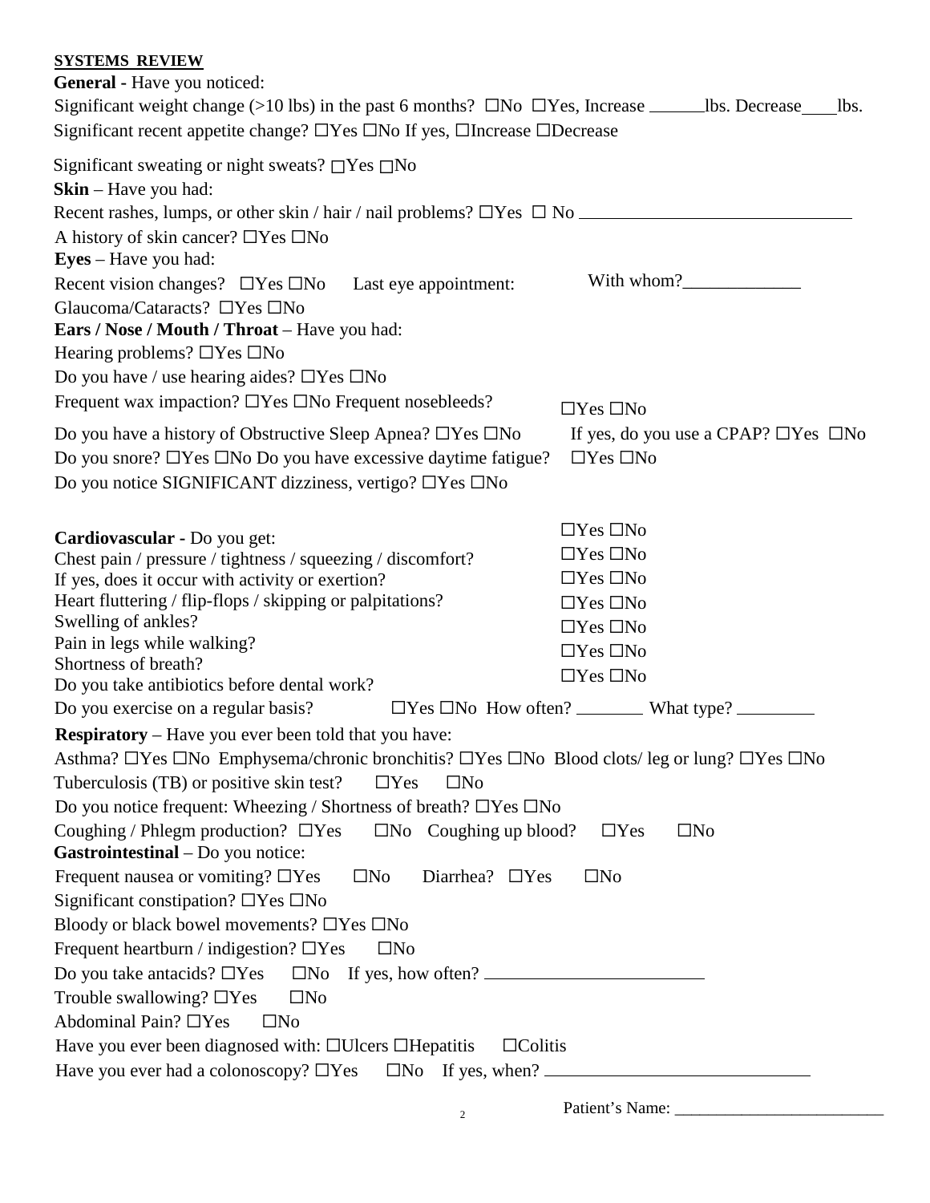**SYSTEMS REVIEW**

**General -** Have you noticed:

Significant weight change (>10 lbs) in the past 6 months? ☐No ☐Yes, Increase ______lbs. Decrease____lbs.

Significant recent appetite change? ☐Yes ☐No If yes, ☐Increase ☐Decrease

Significant sweating or night sweats? ☐Yes ☐No

**Skin** – Have you had:

Recent rashes, lumps, or other skin / hair / nail problems? ☐Yes ☐ No ______________________________

A history of skin cancer? ☐Yes ☐No

**Eyes** – Have you had:

Recent vision changes? ☐Yes ☐No Last eye appointment: With whom?_____________

Glaucoma/Cataracts? ☐Yes ☐No

**Ears / Nose / Mouth / Throat** – Have you had:

Hearing problems? ☐Yes ☐No

Do you have / use hearing aides? ☐Yes ☐No

Frequent wax impaction? ☐Yes ☐No Frequent nosebleeds? ☐Yes ☐No

Do you have a history of Obstructive Sleep Apnea? ☐Yes ☐No If yes, do you use a CPAP? ☐Yes ☐No

Do you snore? ☐Yes ☐No Do you have excessive daytime fatigue? ☐Yes ☐No

Do you notice SIGNIFICANT dizziness, vertigo? ☐Yes ☐No

**Cardiovascular -** Do you get:

Chest pain / pressure / tightness / squeezing / discomfort? ☐Yes ☐No

If yes, does it occur with activity or exertion? ☐Yes ☐No

Heart fluttering / flip-flops / skipping or palpitations? ☐Yes ☐No

Swelling of ankles? ☐Yes ☐No

Pain in legs while walking? ☐Yes ☐No

Shortness of breath? ☐Yes ☐No

Do you take antibiotics before dental work? ☐Yes ☐No

Do you exercise on a regular basis? ☐Yes ☐No How often? ________ What type? _________

**Respiratory** – Have you ever been told that you have:

Asthma? ☐Yes ☐No Emphysema/chronic bronchitis? ☐Yes ☐No Blood clots/ leg or lung? ☐Yes ☐No

Tuberculosis (TB) or positive skin test? ☐Yes ☐No

Do you notice frequent: Wheezing / Shortness of breath? ☐Yes ☐No

Coughing / Phlegm production? ☐Yes ☐No Coughing up blood? ☐Yes ☐No

**Gastrointestinal** – Do you notice:

Frequent nausea or vomiting? ☐Yes ☐No Diarrhea? ☐Yes ☐No

Significant constipation? ☐Yes ☐No

Bloody or black bowel movements? ☐Yes ☐No

Frequent heartburn / indigestion? ☐Yes ☐No

Do you take antacids? ☐Yes ☐No If yes, how often? _________________________

Trouble swallowing? ☐Yes ☐No

Abdominal Pain? ☐Yes ☐No

Have you ever been diagnosed with: ☐Ulcers ☐Hepatitis ☐Colitis

Have you ever had a colonoscopy? ☐Yes ☐No If yes, when? ______________________________

Patient's Name: _________________________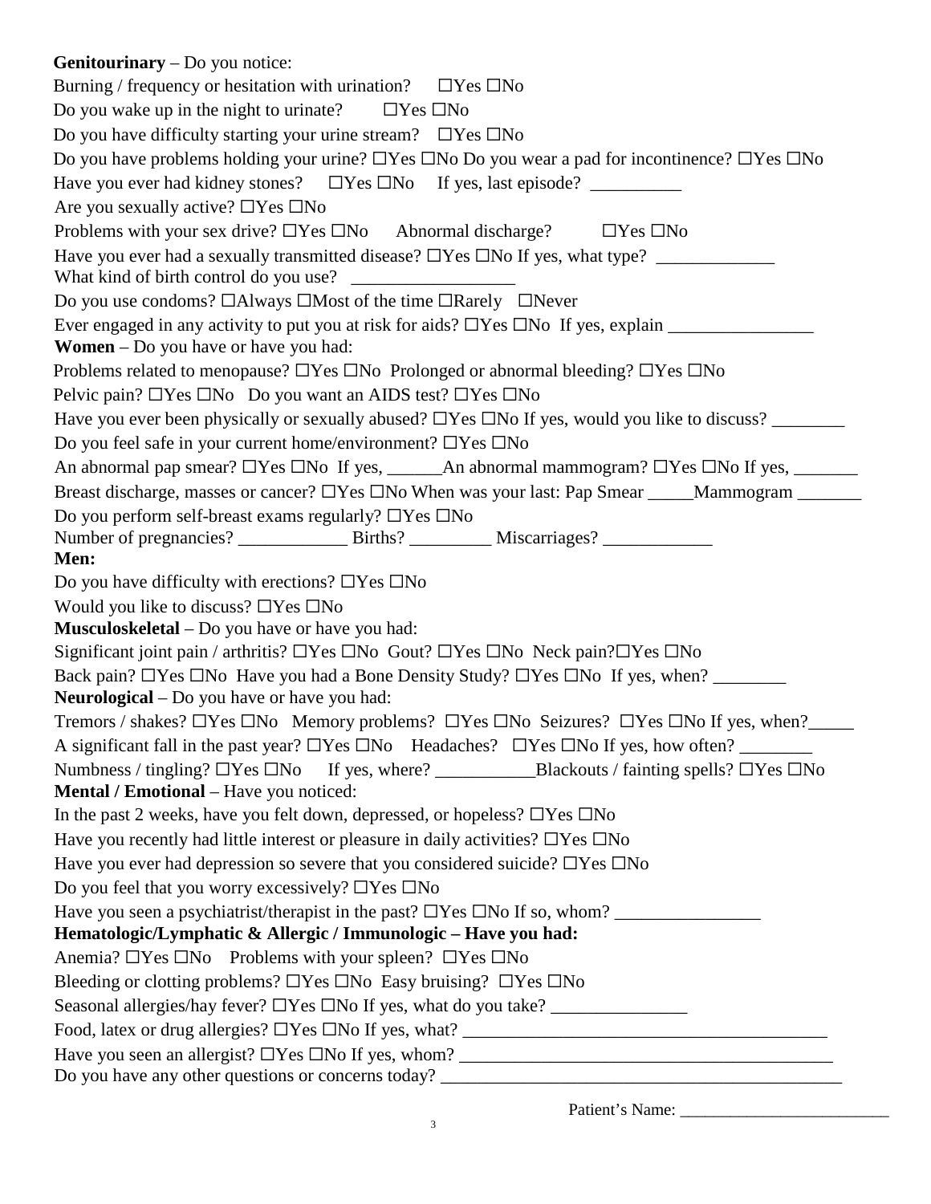**Genitourinary** – Do you notice:

Burning / frequency or hesitation with urination? ☐Yes ☐No

Do you wake up in the night to urinate? ☐Yes ☐No

Do you have difficulty starting your urine stream? ☐Yes ☐No

Do you have problems holding your urine? ☐Yes ☐No Do you wear a pad for incontinence? ☐Yes ☐No

Have you ever had kidney stones? ☐Yes ☐No If yes, last episode? __________

Are you sexually active? ☐Yes ☐No

Problems with your sex drive? ☐Yes ☐No Abnormal discharge? ☐Yes ☐No

Have you ever had a sexually transmitted disease? ☐Yes ☐No If yes, what type? _____________
What kind of birth control do you use? __________________

Do you use condoms? ☐Always ☐Most of the time ☐Rarely ☐Never

Ever engaged in any activity to put you at risk for aids? ☐Yes ☐No If yes, explain ________________

**Women** – Do you have or have you had:

Problems related to menopause? ☐Yes ☐No Prolonged or abnormal bleeding? ☐Yes ☐No

Pelvic pain? ☐Yes ☐No Do you want an AIDS test? ☐Yes ☐No

Have you ever been physically or sexually abused? ☐Yes ☐No If yes, would you like to discuss? ________

Do you feel safe in your current home/environment? ☐Yes ☐No

An abnormal pap smear? ☐Yes ☐No If yes, ______An abnormal mammogram? ☐Yes ☐No If yes, _______

Breast discharge, masses or cancer? ☐Yes ☐No When was your last: Pap Smear _____Mammogram _______

Do you perform self-breast exams regularly? ☐Yes ☐No

Number of pregnancies? ____________ Births? _________ Miscarriages? ____________

**Men:**

Do you have difficulty with erections? ☐Yes ☐No

Would you like to discuss? ☐Yes ☐No

**Musculoskeletal** – Do you have or have you had:

Significant joint pain / arthritis? ☐Yes ☐No Gout? ☐Yes ☐No Neck pain?☐Yes ☐No

Back pain? ☐Yes ☐No Have you had a Bone Density Study? ☐Yes ☐No If yes, when? ________

**Neurological** – Do you have or have you had:

Tremors / shakes? ☐Yes ☐No Memory problems? ☐Yes ☐No Seizures? ☐Yes ☐No If yes, when?_____

A significant fall in the past year? ☐Yes ☐No Headaches? ☐Yes ☐No If yes, how often? ________

Numbness / tingling? ☐Yes ☐No If yes, where? ___________Blackouts / fainting spells? ☐Yes ☐No

**Mental / Emotional** – Have you noticed:

In the past 2 weeks, have you felt down, depressed, or hopeless? ☐Yes ☐No

Have you recently had little interest or pleasure in daily activities? ☐Yes ☐No

Have you ever had depression so severe that you considered suicide? ☐Yes ☐No

Do you feel that you worry excessively? ☐Yes ☐No

Have you seen a psychiatrist/therapist in the past? ☐Yes ☐No If so, whom? ________________

**Hematologic/Lymphatic & Allergic / Immunologic – Have you had:**

Anemia? ☐Yes ☐No Problems with your spleen? ☐Yes ☐No

Bleeding or clotting problems? ☐Yes ☐No Easy bruising? ☐Yes ☐No

Seasonal allergies/hay fever? ☐Yes ☐No If yes, what do you take? _______________

Food, latex or drug allergies? ☐Yes ☐No If yes, what? _________________________________________

Have you seen an allergist? ☐Yes ☐No If yes, whom? __________________________________________

Do you have any other questions or concerns today? ______________________________________________

Patient's Name: _________________________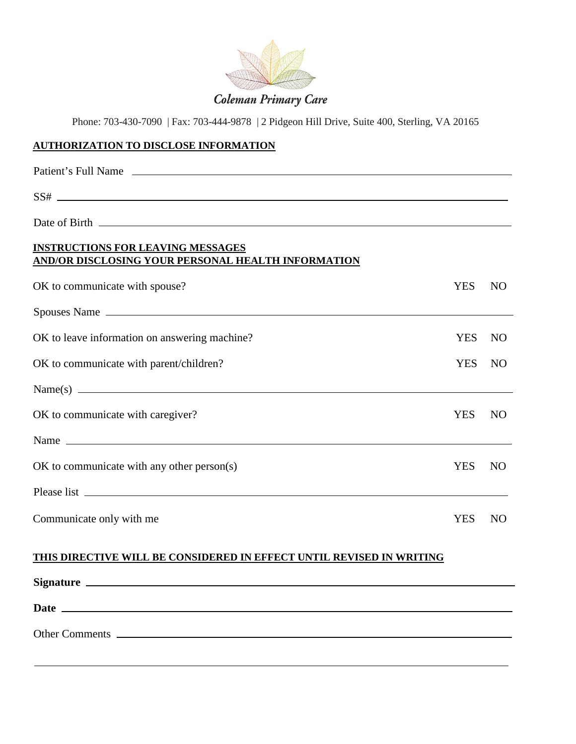Coleman Primary Care

Phone: 703-430-7090 | Fax: 703-444-9878 | 2 Pidgeon Hill Drive, Suite 400, Sterling, VA 20165

## AUTHORIZATION TO DISCLOSE INFORMATION

Patient's Full Name \_\_\_\_\_\_\_\_\_\_\_\_\_\_\_\_\_\_\_\_\_\_\_\_\_\_\_\_\_\_\_\_\_\_\_\_\_\_\_\_

SS# \_\_\_\_\_\_\_\_\_\_\_\_\_\_\_\_\_\_\_\_\_\_\_\_\_\_\_\_\_\_\_\_\_\_\_\_\_\_\_\_

Date of Birth \_\_\_\_\_\_\_\_\_\_\_\_\_\_\_\_\_\_\_\_\_\_\_\_\_\_\_\_\_\_\_\_\_\_\_\_\_\_\_\_

## INSTRUCTIONS FOR LEAVING MESSAGES AND/OR DISCLOSING YOUR PERSONAL HEALTH INFORMATION

OK to communicate with spouse? YES NO

Spouses Name \_\_\_\_\_\_\_\_\_\_\_\_\_\_\_\_\_\_\_\_\_\_\_\_\_\_\_\_\_\_\_\_\_\_\_\_\_\_\_\_

OK to leave information on answering machine? YES NO

OK to communicate with parent/children? YES NO

Name(s) \_\_\_\_\_\_\_\_\_\_\_\_\_\_\_\_\_\_\_\_\_\_\_\_\_\_\_\_\_\_\_\_\_\_\_\_\_\_\_\_

OK to communicate with caregiver? YES NO

Name \_\_\_\_\_\_\_\_\_\_\_\_\_\_\_\_\_\_\_\_\_\_\_\_\_\_\_\_\_\_\_\_\_\_\_\_\_\_\_\_

OK to communicate with any other person(s) YES NO

Please list \_\_\_\_\_\_\_\_\_\_\_\_\_\_\_\_\_\_\_\_\_\_\_\_\_\_\_\_\_\_\_\_\_\_\_\_\_\_\_\_

Communicate only with me YES NO

## THIS DIRECTIVE WILL BE CONSIDERED IN EFFECT UNTIL REVISED IN WRITING

**Signature** \_\_\_\_\_\_\_\_\_\_\_\_\_\_\_\_\_\_\_\_\_\_\_\_\_\_\_\_\_\_\_\_\_\_\_\_\_\_\_\_

**Date** \_\_\_\_\_\_\_\_\_\_\_\_\_\_\_\_\_\_\_\_\_\_\_\_\_\_\_\_\_\_\_\_\_\_\_\_\_\_\_\_

Other Comments \_\_\_\_\_\_\_\_\_\_\_\_\_\_\_\_\_\_\_\_\_\_\_\_\_\_\_\_\_\_\_\_\_\_\_\_\_\_\_\_

\_\_\_\_\_\_\_\_\_\_\_\_\_\_\_\_\_\_\_\_\_\_\_\_\_\_\_\_\_\_\_\_\_\_\_\_\_\_\_\_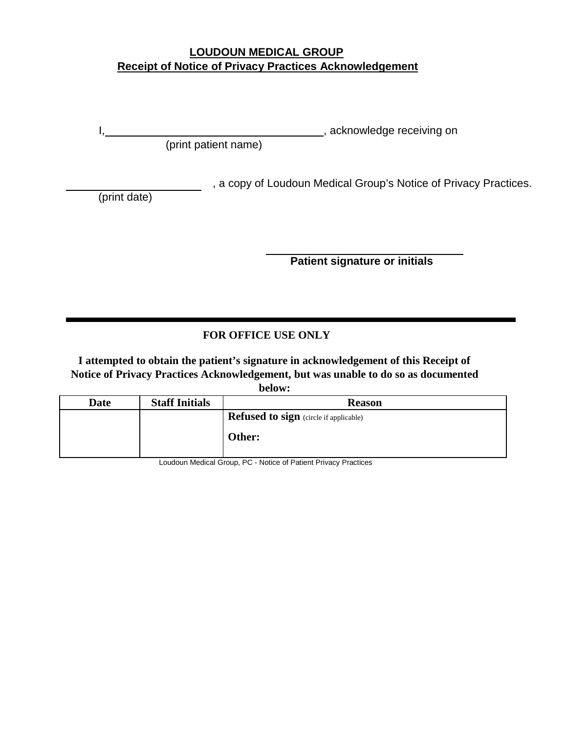## LOUDOUN MEDICAL GROUP
## Receipt of Notice of Privacy Practices Acknowledgement

I, ______________________________________, acknowledge receiving on
(print patient name)

______________________ , a copy of Loudoun Medical Group's Notice of Privacy Practices.
(print date)

________________________________
**Patient signature or initials**

---

**FOR OFFICE USE ONLY**

**I attempted to obtain the patient's signature in acknowledgement of this Receipt of Notice of Privacy Practices Acknowledgement, but was unable to do so as documented below:**

| Date | Staff Initials | Reason |
|---|---|---|
| | | **Refused to sign** (circle if applicable)<br><br>**Other:** |

Loudoun Medical Group, PC - Notice of Patient Privacy Practices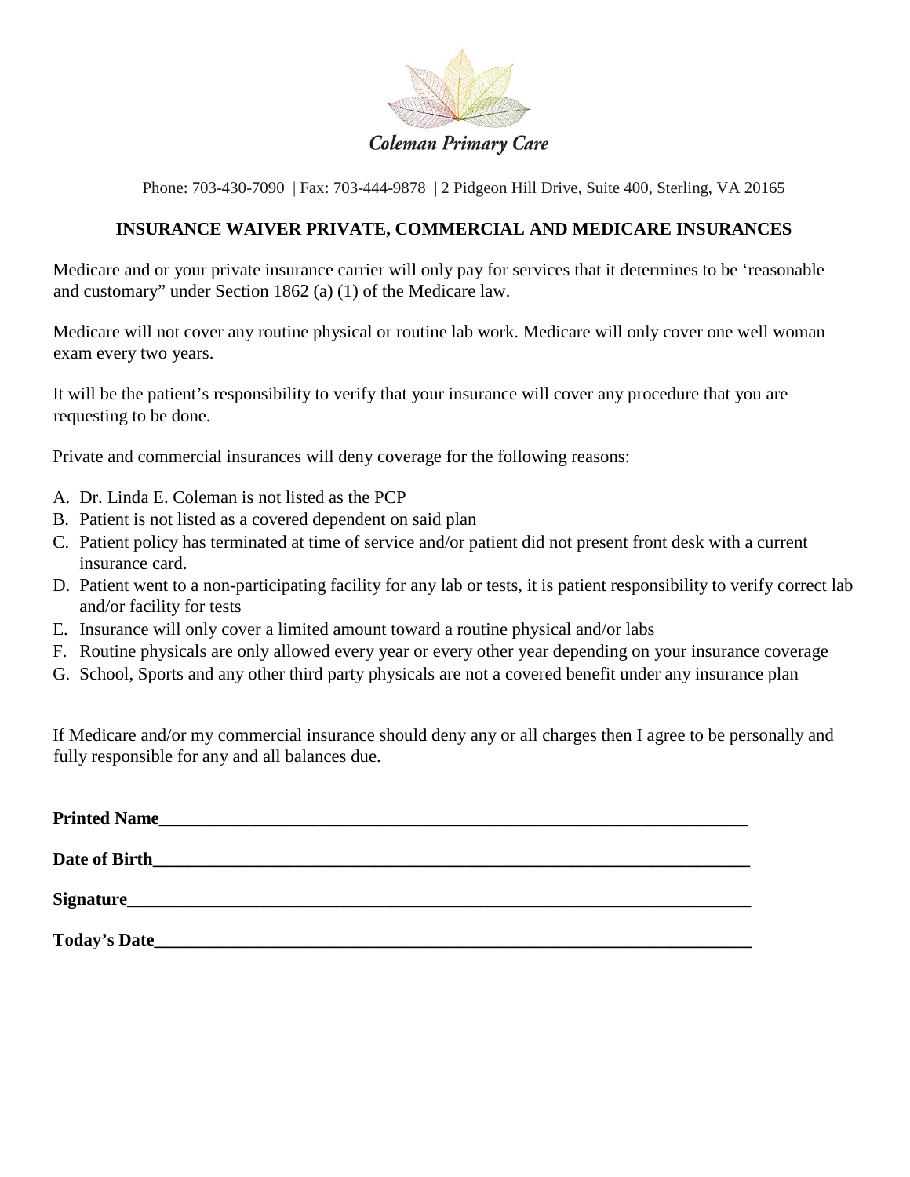Coleman Primary Care

Phone: 703-430-7090 | Fax: 703-444-9878 | 2 Pidgeon Hill Drive, Suite 400, Sterling, VA 20165

## INSURANCE WAIVER PRIVATE, COMMERCIAL AND MEDICARE INSURANCES

Medicare and or your private insurance carrier will only pay for services that it determines to be 'reasonable and customary" under Section 1862 (a) (1) of the Medicare law.

Medicare will not cover any routine physical or routine lab work. Medicare will only cover one well woman exam every two years.

It will be the patient's responsibility to verify that your insurance will cover any procedure that you are requesting to be done.

Private and commercial insurances will deny coverage for the following reasons:

A. Dr. Linda E. Coleman is not listed as the PCP
B. Patient is not listed as a covered dependent on said plan
C. Patient policy has terminated at time of service and/or patient did not present front desk with a current insurance card.
D. Patient went to a non-participating facility for any lab or tests, it is patient responsibility to verify correct lab and/or facility for tests
E. Insurance will only cover a limited amount toward a routine physical and/or labs
F. Routine physicals are only allowed every year or every other year depending on your insurance coverage
G. School, Sports and any other third party physicals are not a covered benefit under any insurance plan

If Medicare and/or my commercial insurance should deny any or all charges then I agree to be personally and fully responsible for any and all balances due.

**Printed Name**\_\_\_\_\_\_\_\_\_\_\_\_\_\_\_\_\_\_\_\_\_\_\_\_\_\_\_\_\_\_\_\_\_\_\_\_\_\_\_\_\_\_\_\_\_\_\_\_

**Date of Birth**\_\_\_\_\_\_\_\_\_\_\_\_\_\_\_\_\_\_\_\_\_\_\_\_\_\_\_\_\_\_\_\_\_\_\_\_\_\_\_\_\_\_\_\_\_\_\_\_

**Signature**\_\_\_\_\_\_\_\_\_\_\_\_\_\_\_\_\_\_\_\_\_\_\_\_\_\_\_\_\_\_\_\_\_\_\_\_\_\_\_\_\_\_\_\_\_\_\_\_

**Today's Date**\_\_\_\_\_\_\_\_\_\_\_\_\_\_\_\_\_\_\_\_\_\_\_\_\_\_\_\_\_\_\_\_\_\_\_\_\_\_\_\_\_\_\_\_\_\_\_\_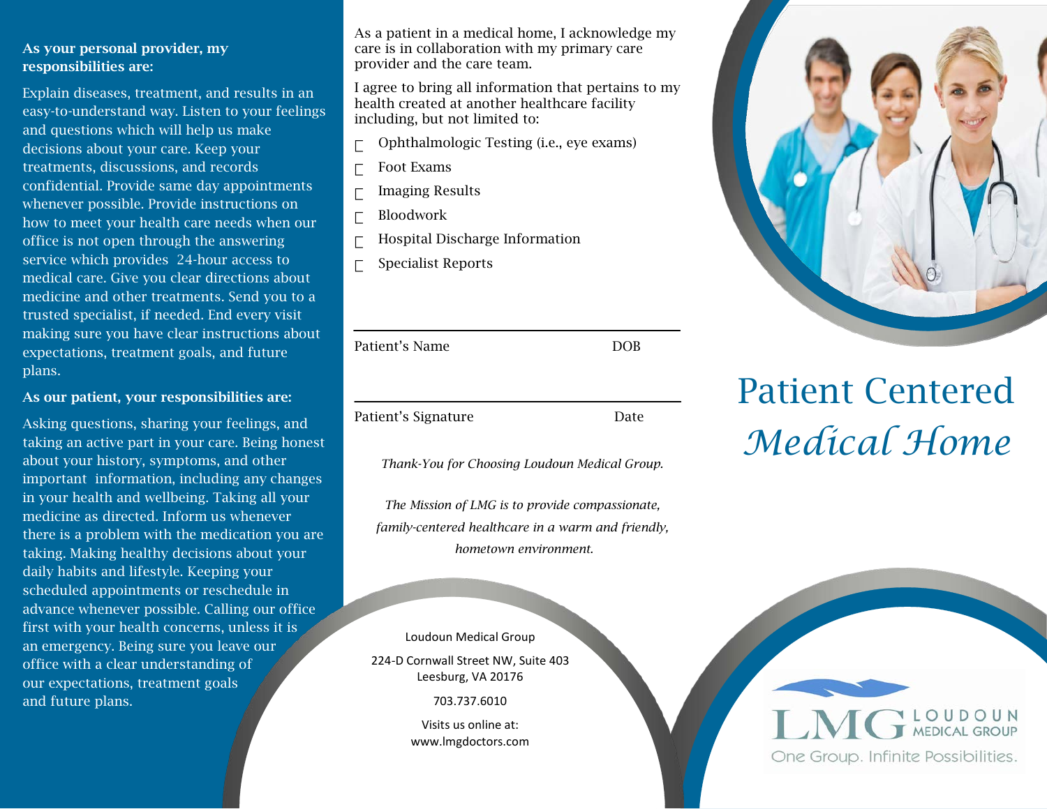**As your personal provider, my responsibilities are:**

Explain diseases, treatment, and results in an easy-to-understand way. Listen to your feelings and questions which will help us make decisions about your care. Keep your treatments, discussions, and records confidential. Provide same day appointments whenever possible. Provide instructions on how to meet your health care needs when our office is not open through the answering service which provides 24-hour access to medical care. Give you clear directions about medicine and other treatments. Send you to a trusted specialist, if needed. End every visit making sure you have clear instructions about expectations, treatment goals, and future plans.

**As our patient, your responsibilities are:**

Asking questions, sharing your feelings, and taking an active part in your care. Being honest about your history, symptoms, and other important information, including any changes in your health and wellbeing. Taking all your medicine as directed. Inform us whenever there is a problem with the medication you are taking. Making healthy decisions about your daily habits and lifestyle. Keeping your scheduled appointments or reschedule in advance whenever possible. Calling our office first with your health concerns, unless it is an emergency. Being sure you leave our office with a clear understanding of our expectations, treatment goals and future plans.

As a patient in a medical home, I acknowledge my care is in collaboration with my primary care provider and the care team.

I agree to bring all information that pertains to my health created at another healthcare facility including, but not limited to:

- ☐ Ophthalmologic Testing (i.e., eye exams)
- ☐ Foot Exams
- ☐ Imaging Results
- ☐ Bloodwork
- ☐ Hospital Discharge Information
- ☐ Specialist Reports

_______________________________________

Patient's Name DOB

_______________________________________

Patient's Signature Date

*Thank-You for Choosing Loudoun Medical Group.*

*The Mission of LMG is to provide compassionate, family-centered healthcare in a warm and friendly, hometown environment.*

Loudoun Medical Group

224-D Cornwall Street NW, Suite 403
Leesburg, VA 20176

703.737.6010

Visits us online at:
www.lmgdoctors.com

# Patient Centered *Medical Home*

LMG LOUDOUN MEDICAL GROUP

One Group. Infinite Possibilities.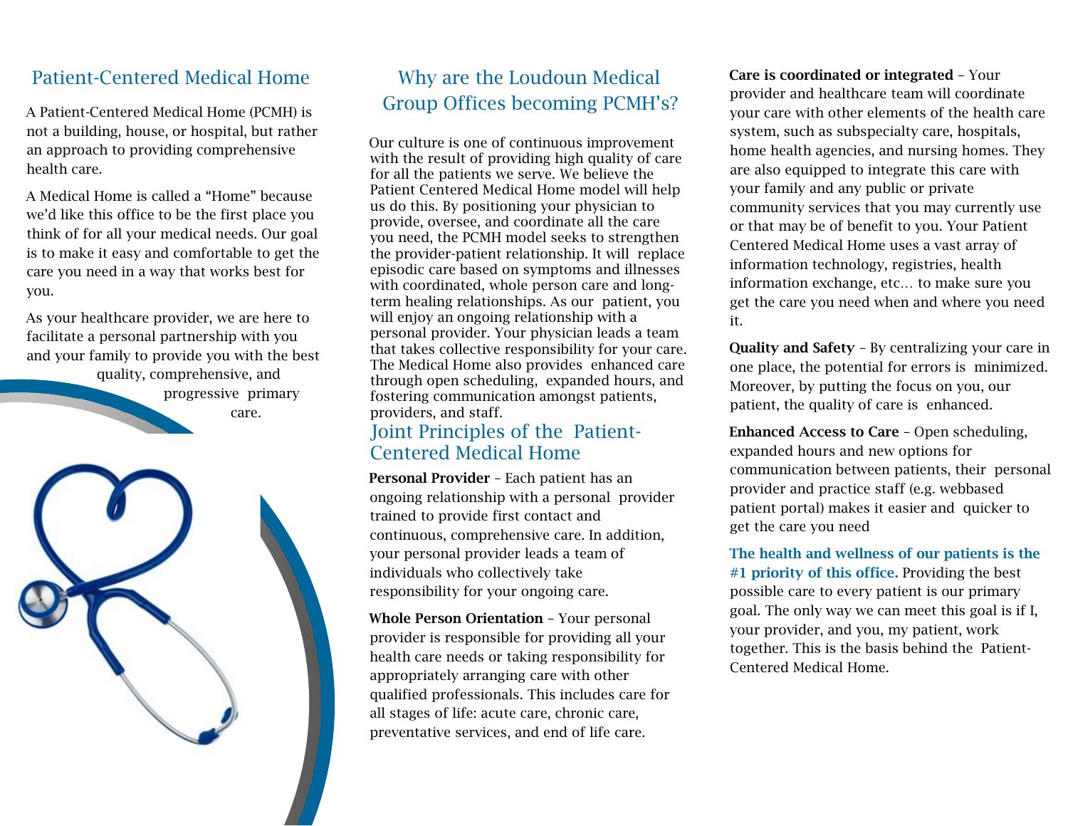## Patient-Centered Medical Home

A Patient-Centered Medical Home (PCMH) is not a building, house, or hospital, but rather an approach to providing comprehensive health care.

A Medical Home is called a "Home" because we'd like this office to be the first place you think of for all your medical needs. Our goal is to make it easy and comfortable to get the care you need in a way that works best for you.

As your healthcare provider, we are here to facilitate a personal partnership with you and your family to provide you with the best quality, comprehensive, and progressive primary care.

## Why are the Loudoun Medical Group Offices becoming PCMH's?

Our culture is one of continuous improvement with the result of providing high quality of care for all the patients we serve. We believe the Patient Centered Medical Home model will help us do this. By positioning your physician to provide, oversee, and coordinate all the care you need, the PCMH model seeks to strengthen the provider-patient relationship. It will replace episodic care based on symptoms and illnesses with coordinated, whole person care and long-term healing relationships. As our patient, you will enjoy an ongoing relationship with a personal provider. Your physician leads a team that takes collective responsibility for your care. The Medical Home also provides enhanced care through open scheduling, expanded hours, and fostering communication amongst patients, providers, and staff.

## Joint Principles of the Patient-Centered Medical Home

**Personal Provider** – Each patient has an ongoing relationship with a personal provider trained to provide first contact and continuous, comprehensive care. In addition, your personal provider leads a team of individuals who collectively take responsibility for your ongoing care.

**Whole Person Orientation** – Your personal provider is responsible for providing all your health care needs or taking responsibility for appropriately arranging care with other qualified professionals. This includes care for all stages of life: acute care, chronic care, preventative services, and end of life care.

**Care is coordinated or integrated** – Your provider and healthcare team will coordinate your care with other elements of the health care system, such as subspecialty care, hospitals, home health agencies, and nursing homes. They are also equipped to integrate this care with your family and any public or private community services that you may currently use or that may be of benefit to you. Your Patient Centered Medical Home uses a vast array of information technology, registries, health information exchange, etc… to make sure you get the care you need when and where you need it.

**Quality and Safety** – By centralizing your care in one place, the potential for errors is minimized. Moreover, by putting the focus on you, our patient, the quality of care is enhanced.

**Enhanced Access to Care** – Open scheduling, expanded hours and new options for communication between patients, their personal provider and practice staff (e.g. webbased patient portal) makes it easier and quicker to get the care you need

**The health and wellness of our patients is the #1 priority of this office.** Providing the best possible care to every patient is our primary goal. The only way we can meet this goal is if I, your provider, and you, my patient, work together. This is the basis behind the Patient-Centered Medical Home.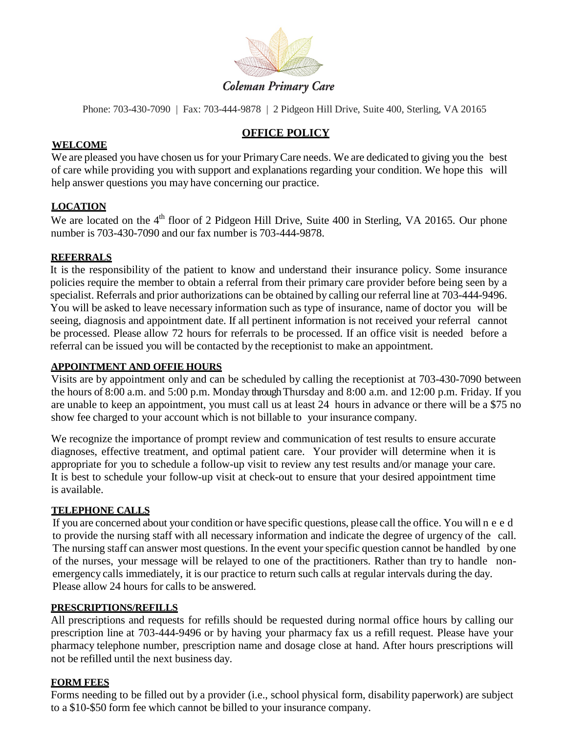*Coleman Primary Care*

Phone: 703-430-7090 | Fax: 703-444-9878 | 2 Pidgeon Hill Drive, Suite 400, Sterling, VA 20165

# OFFICE POLICY

## WELCOME

We are pleased you have chosen us for your Primary Care needs. We are dedicated to giving you the best of care while providing you with support and explanations regarding your condition. We hope this will help answer questions you may have concerning our practice.

## LOCATION

We are located on the 4th floor of 2 Pidgeon Hill Drive, Suite 400 in Sterling, VA 20165. Our phone number is 703-430-7090 and our fax number is 703-444-9878.

## REFERRALS

It is the responsibility of the patient to know and understand their insurance policy. Some insurance policies require the member to obtain a referral from their primary care provider before being seen by a specialist. Referrals and prior authorizations can be obtained by calling our referral line at 703-444-9496. You will be asked to leave necessary information such as type of insurance, name of doctor you will be seeing, diagnosis and appointment date. If all pertinent information is not received your referral cannot be processed. Please allow 72 hours for referrals to be processed. If an office visit is needed before a referral can be issued you will be contacted by the receptionist to make an appointment.

## APPOINTMENT AND OFFIE HOURS

Visits are by appointment only and can be scheduled by calling the receptionist at 703-430-7090 between the hours of 8:00 a.m. and 5:00 p.m. Monday through Thursday and 8:00 a.m. and 12:00 p.m. Friday. If you are unable to keep an appointment, you must call us at least 24 hours in advance or there will be a $75 no show fee charged to your account which is not billable to your insurance company.

We recognize the importance of prompt review and communication of test results to ensure accurate diagnoses, effective treatment, and optimal patient care. Your provider will determine when it is appropriate for you to schedule a follow-up visit to review any test results and/or manage your care. It is best to schedule your follow-up visit at check-out to ensure that your desired appointment time is available.

## TELEPHONE CALLS

If you are concerned about your condition or have specific questions, please call the office. You will need to provide the nursing staff with all necessary information and indicate the degree of urgency of the call. The nursing staff can answer most questions. In the event your specific question cannot be handled by one of the nurses, your message will be relayed to one of the practitioners. Rather than try to handle non-emergency calls immediately, it is our practice to return such calls at regular intervals during the day. Please allow 24 hours for calls to be answered.

## PRESCRIPTIONS/REFILLS

All prescriptions and requests for refills should be requested during normal office hours by calling our prescription line at 703-444-9496 or by having your pharmacy fax us a refill request. Please have your pharmacy telephone number, prescription name and dosage close at hand. After hours prescriptions will not be refilled until the next business day.

## FORM FEES

Forms needing to be filled out by a provider (i.e., school physical form, disability paperwork) are subject to a $10-$50 form fee which cannot be billed to your insurance company.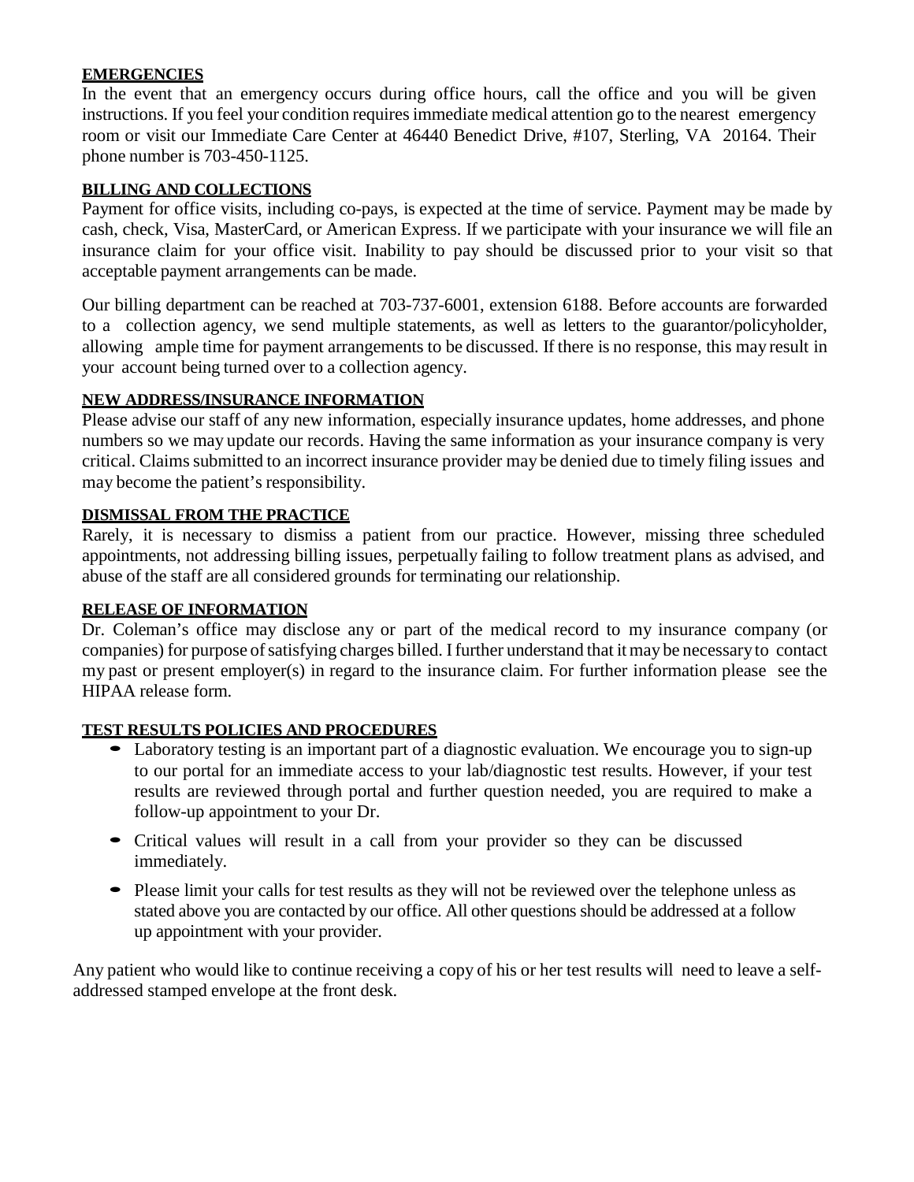**EMERGENCIES**

In the event that an emergency occurs during office hours, call the office and you will be given instructions. If you feel your condition requires immediate medical attention go to the nearest emergency room or visit our Immediate Care Center at 46440 Benedict Drive, #107, Sterling, VA 20164. Their phone number is 703-450-1125.

**BILLING AND COLLECTIONS**

Payment for office visits, including co-pays, is expected at the time of service. Payment may be made by cash, check, Visa, MasterCard, or American Express. If we participate with your insurance we will file an insurance claim for your office visit. Inability to pay should be discussed prior to your visit so that acceptable payment arrangements can be made.

Our billing department can be reached at 703-737-6001, extension 6188. Before accounts are forwarded to a collection agency, we send multiple statements, as well as letters to the guarantor/policyholder, allowing ample time for payment arrangements to be discussed. If there is no response, this may result in your account being turned over to a collection agency.

**NEW ADDRESS/INSURANCE INFORMATION**

Please advise our staff of any new information, especially insurance updates, home addresses, and phone numbers so we may update our records. Having the same information as your insurance company is very critical. Claims submitted to an incorrect insurance provider may be denied due to timely filing issues and may become the patient's responsibility.

**DISMISSAL FROM THE PRACTICE**

Rarely, it is necessary to dismiss a patient from our practice. However, missing three scheduled appointments, not addressing billing issues, perpetually failing to follow treatment plans as advised, and abuse of the staff are all considered grounds for terminating our relationship.

**RELEASE OF INFORMATION**

Dr. Coleman's office may disclose any or part of the medical record to my insurance company (or companies) for purpose of satisfying charges billed. I further understand that it may be necessary to contact my past or present employer(s) in regard to the insurance claim. For further information please see the HIPAA release form.

**TEST RESULTS POLICIES AND PROCEDURES**

- Laboratory testing is an important part of a diagnostic evaluation. We encourage you to sign-up to our portal for an immediate access to your lab/diagnostic test results. However, if your test results are reviewed through portal and further question needed, you are required to make a follow-up appointment to your Dr.
- Critical values will result in a call from your provider so they can be discussed immediately.
- Please limit your calls for test results as they will not be reviewed over the telephone unless as stated above you are contacted by our office. All other questions should be addressed at a follow up appointment with your provider.

Any patient who would like to continue receiving a copy of his or her test results will need to leave a self-addressed stamped envelope at the front desk.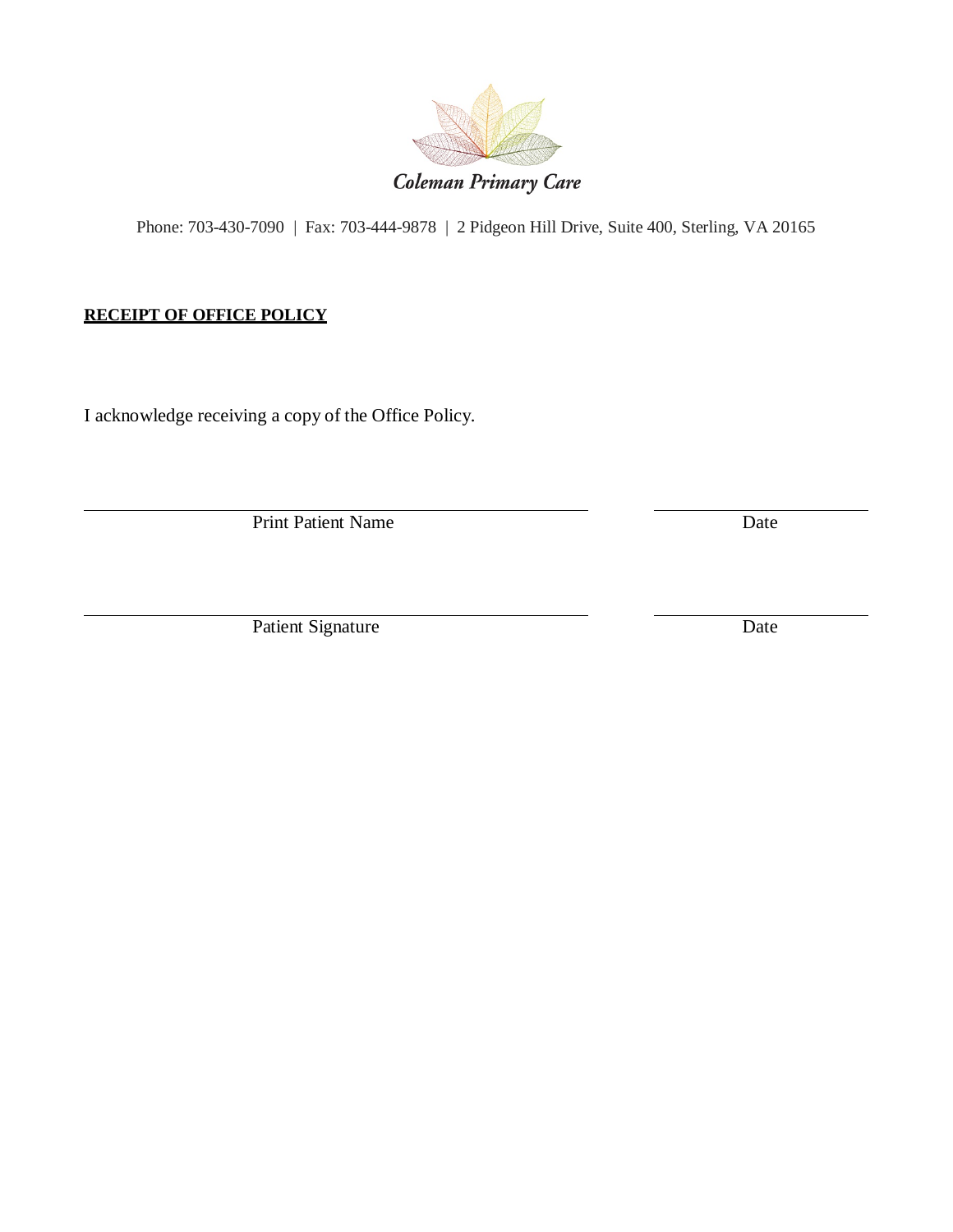Coleman Primary Care

Phone: 703-430-7090 | Fax: 703-444-9878 | 2 Pidgeon Hill Drive, Suite 400, Sterling, VA 20165

**RECEIPT OF OFFICE POLICY**

I acknowledge receiving a copy of the Office Policy.

_______________________________________________ ____________________
Print Patient Name Date

_______________________________________________ ____________________
Patient Signature Date